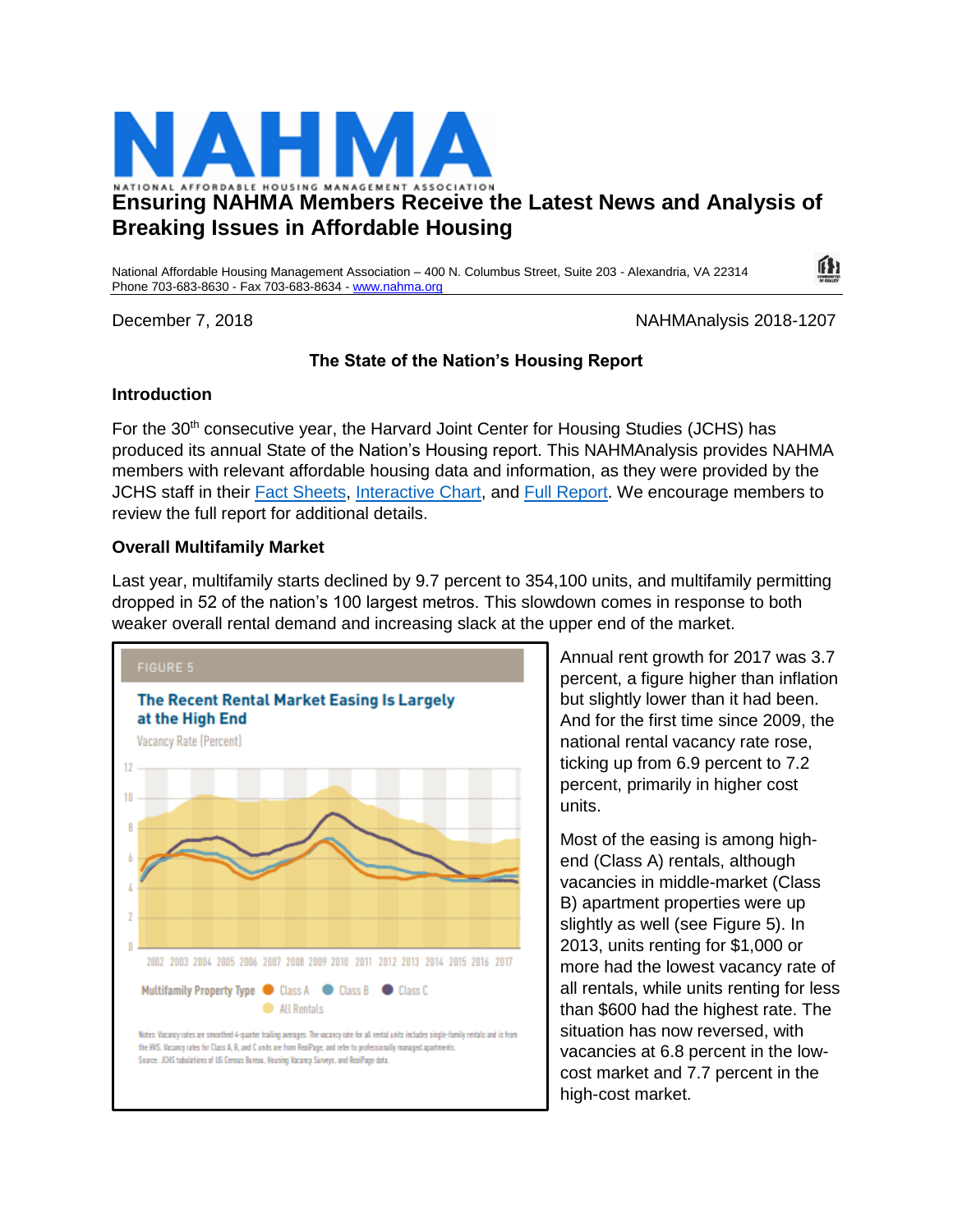# NAHMA

NATIONAL AFFORDABLE HOUSING MANAGEMENT ASSOCIATION

## Ensuring NAHMA Members Receive the Latest News and Analysis of Breaking Issues in Affordable Housing

National Affordable Housing Management Association – 400 N. Columbus Street, Suite 203 - Alexandria, VA 22314
Phone 703-683-8630 - Fax 703-683-8634 - www.nahma.org

December 7, 2018 NAHMAnalysis 2018-1207

### The State of the Nation's Housing Report

**Introduction**

For the 30th consecutive year, the Harvard Joint Center for Housing Studies (JCHS) has produced its annual State of the Nation's Housing report. This NAHMAnalysis provides NAHMA members with relevant affordable housing data and information, as they were provided by the JCHS staff in their Fact Sheets, Interactive Chart, and Full Report. We encourage members to review the full report for additional details.

**Overall Multifamily Market**

Last year, multifamily starts declined by 9.7 percent to 354,100 units, and multifamily permitting dropped in 52 of the nation's 100 largest metros. This slowdown comes in response to both weaker overall rental demand and increasing slack at the upper end of the market.

FIGURE 5

**The Recent Rental Market Easing Is Largely at the High End**

Vacancy Rate (Percent)

Multifamily Property Type: Class A, Class B, Class C, All Rentals

Notes: Vacancy rates are smoothed 4-quarter trailing averages. The vacancy rate for all rental units includes single-family rentals and is from the HVS. Vacancy rates for Class A, B, and C units are from RealPage, and refer to professionally managed apartments.
Source: JCHS tabulations of US Census Bureau, Housing Vacancy Surveys, and RealPage data.

Annual rent growth for 2017 was 3.7 percent, a figure higher than inflation but slightly lower than it had been. And for the first time since 2009, the national rental vacancy rate rose, ticking up from 6.9 percent to 7.2 percent, primarily in higher cost units.

Most of the easing is among high-end (Class A) rentals, although vacancies in middle-market (Class B) apartment properties were up slightly as well (see Figure 5). In 2013, units renting for $1,000 or more had the lowest vacancy rate of all rentals, while units renting for less than $600 had the highest rate. The situation has now reversed, with vacancies at 6.8 percent in the low-cost market and 7.7 percent in the high-cost market.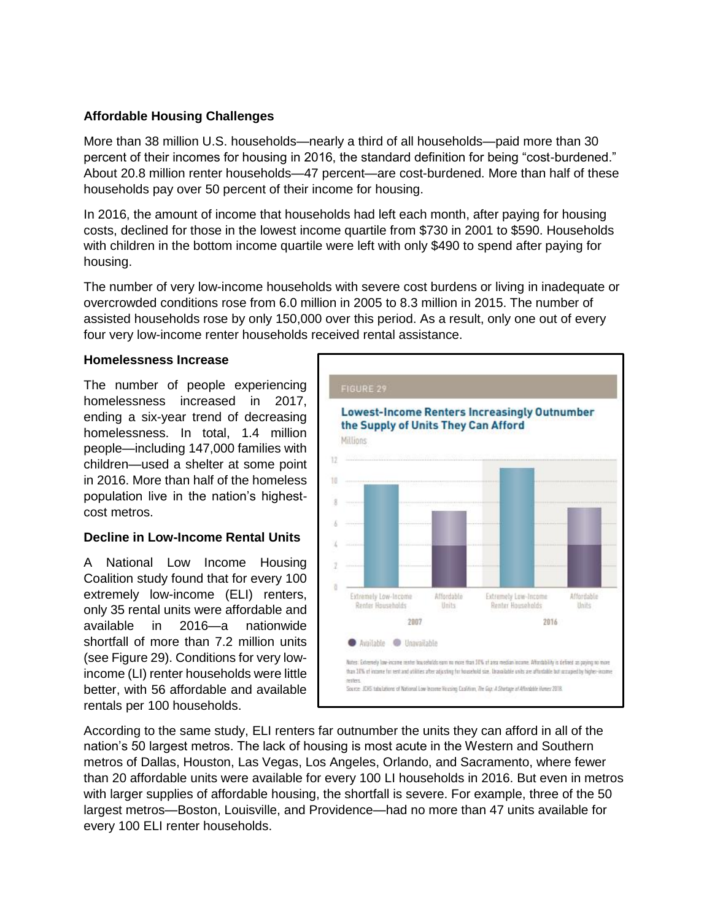### Affordable Housing Challenges

More than 38 million U.S. households—nearly a third of all households—paid more than 30 percent of their incomes for housing in 2016, the standard definition for being "cost-burdened." About 20.8 million renter households—47 percent—are cost-burdened. More than half of these households pay over 50 percent of their income for housing.

In 2016, the amount of income that households had left each month, after paying for housing costs, declined for those in the lowest income quartile from $730 in 2001 to $590. Households with children in the bottom income quartile were left with only $490 to spend after paying for housing.

The number of very low-income households with severe cost burdens or living in inadequate or overcrowded conditions rose from 6.0 million in 2005 to 8.3 million in 2015. The number of assisted households rose by only 150,000 over this period. As a result, only one out of every four very low-income renter households received rental assistance.

### Homelessness Increase

The number of people experiencing homelessness increased in 2017, ending a six-year trend of decreasing homelessness. In total, 1.4 million people—including 147,000 families with children—used a shelter at some point in 2016. More than half of the homeless population live in the nation's highest-cost metros.

### Decline in Low-Income Rental Units

A National Low Income Housing Coalition study found that for every 100 extremely low-income (ELI) renters, only 35 rental units were affordable and available in 2016—a nationwide shortfall of more than 7.2 million units (see Figure 29). Conditions for very low-income (LI) renter households were little better, with 56 affordable and available rentals per 100 households.

FIGURE 29

**Lowest-Income Renters Increasingly Outnumber the Supply of Units They Can Afford**

Notes: Extremely low-income renter households earn no more than 30% of area median income. Affordability is defined as paying no more than 30% of income for rent and utilities after adjusting for household size. Unavailable units are affordable but occupied by higher-income renters.

Source: JCHS tabulations of National Low Income Housing Coalition, *The Gap: A Shortage of Affordable Homes 2018*.

According to the same study, ELI renters far outnumber the units they can afford in all of the nation's 50 largest metros. The lack of housing is most acute in the Western and Southern metros of Dallas, Houston, Las Vegas, Los Angeles, Orlando, and Sacramento, where fewer than 20 affordable units were available for every 100 LI households in 2016. But even in metros with larger supplies of affordable housing, the shortfall is severe. For example, three of the 50 largest metros—Boston, Louisville, and Providence—had no more than 47 units available for every 100 ELI renter households.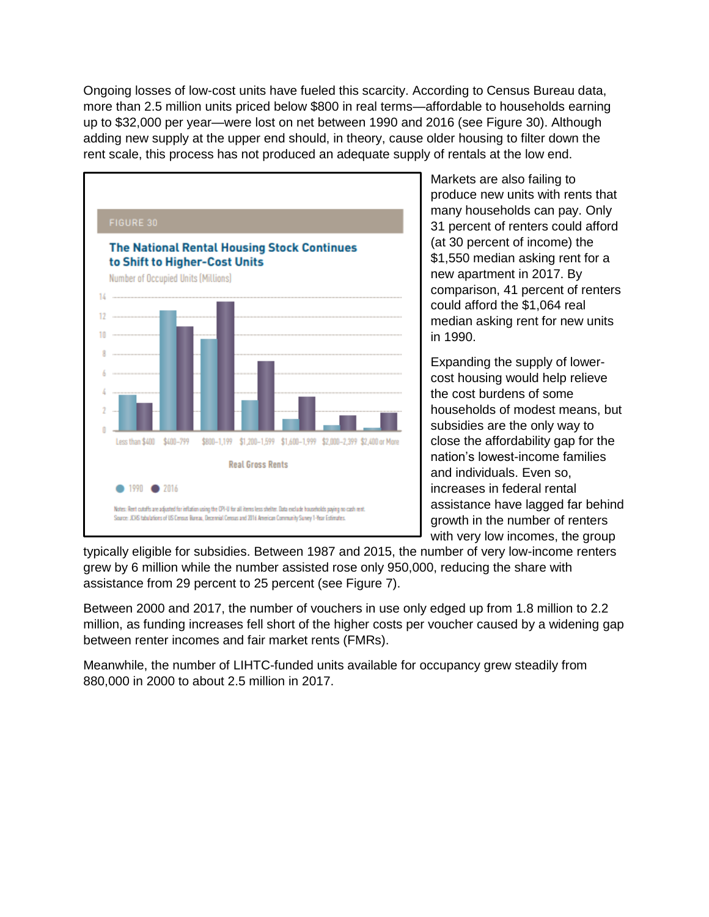Ongoing losses of low-cost units have fueled this scarcity. According to Census Bureau data, more than 2.5 million units priced below $800 in real terms—affordable to households earning up to $32,000 per year—were lost on net between 1990 and 2016 (see Figure 30). Although adding new supply at the upper end should, in theory, cause older housing to filter down the rent scale, this process has not produced an adequate supply of rentals at the low end.

FIGURE 30

**The National Rental Housing Stock Continues to Shift to Higher-Cost Units**

Number of Occupied Units (Millions)

Notes: Rent cutoffs are adjusted for inflation using the CPI-U for all items less shelter. Data exclude households paying no cash rent.
Source: JCHS tabulations of US Census Bureau, Decennial Census and 2016 American Community Survey 1-Year Estimates.

Markets are also failing to produce new units with rents that many households can pay. Only 31 percent of renters could afford (at 30 percent of income) the $1,550 median asking rent for a new apartment in 2017. By comparison, 41 percent of renters could afford the $1,064 real median asking rent for new units in 1990.

Expanding the supply of lower-cost housing would help relieve the cost burdens of some households of modest means, but subsidies are the only way to close the affordability gap for the nation's lowest-income families and individuals. Even so, increases in federal rental assistance have lagged far behind growth in the number of renters with very low incomes, the group typically eligible for subsidies. Between 1987 and 2015, the number of very low-income renters grew by 6 million while the number assisted rose only 950,000, reducing the share with assistance from 29 percent to 25 percent (see Figure 7).

Between 2000 and 2017, the number of vouchers in use only edged up from 1.8 million to 2.2 million, as funding increases fell short of the higher costs per voucher caused by a widening gap between renter incomes and fair market rents (FMRs).

Meanwhile, the number of LIHTC-funded units available for occupancy grew steadily from 880,000 in 2000 to about 2.5 million in 2017.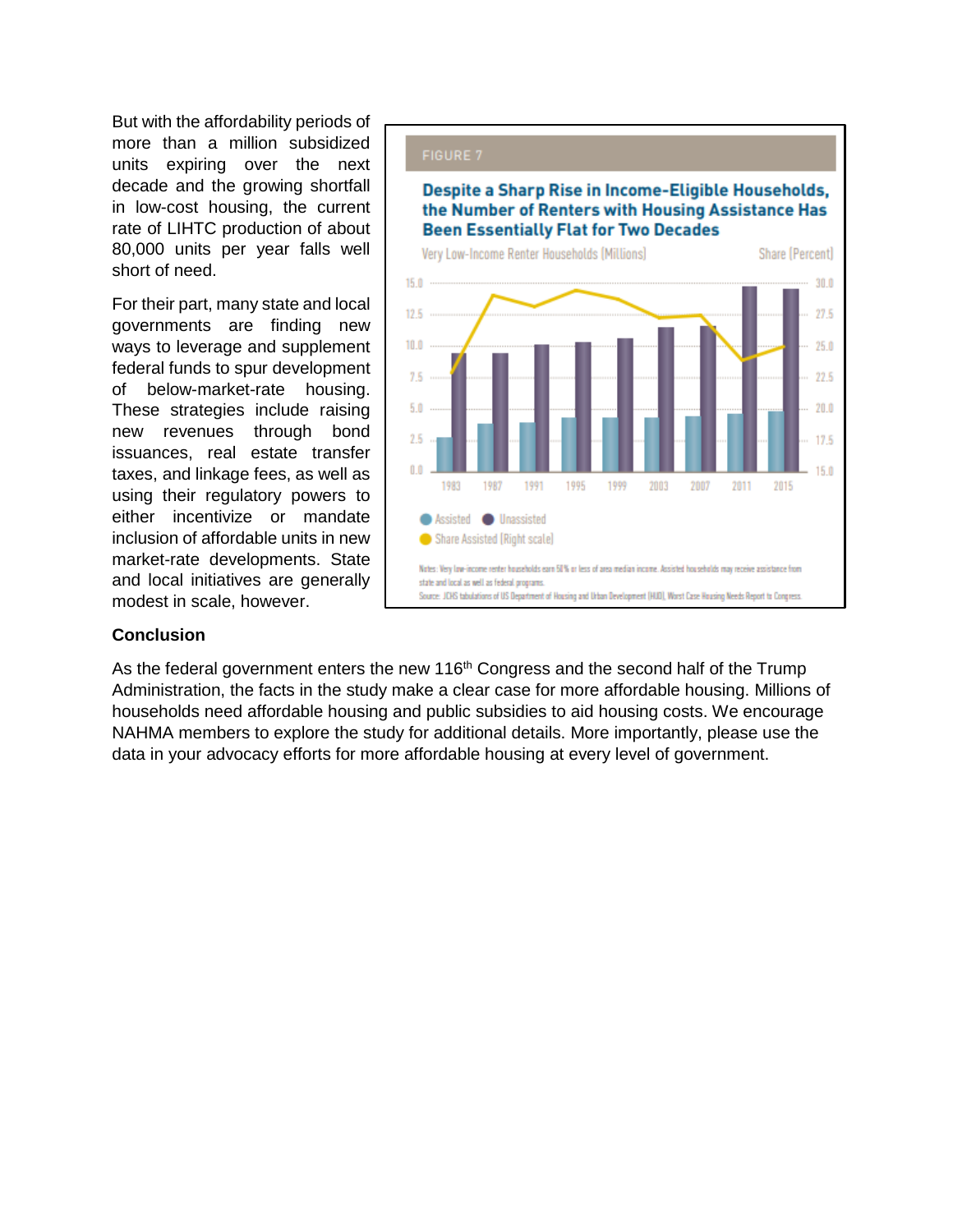But with the affordability periods of more than a million subsidized units expiring over the next decade and the growing shortfall in low-cost housing, the current rate of LIHTC production of about 80,000 units per year falls well short of need.

For their part, many state and local governments are finding new ways to leverage and supplement federal funds to spur development of below-market-rate housing. These strategies include raising new revenues through bond issuances, real estate transfer taxes, and linkage fees, as well as using their regulatory powers to either incentivize or mandate inclusion of affordable units in new market-rate developments. State and local initiatives are generally modest in scale, however.

FIGURE 7

**Despite a Sharp Rise in Income-Eligible Households, the Number of Renters with Housing Assistance Has Been Essentially Flat for Two Decades**

Very Low-Income Renter Households (Millions)

Share (Percent)

15.0
12.5
10.0
7.5
5.0
2.5
0.0

30.0
27.5
25.0
22.5
20.0
17.5
15.0

1983 1987 1991 1995 1999 2003 2007 2011 2015

Assisted
Unassisted
Share Assisted (Right scale)

Notes: Very low-income renter households earn 50% or less of area median income. Assisted households may receive assistance from state and local as well as federal programs.
Source: JCHS tabulations of US Department of Housing and Urban Development (HUD), Worst Case Housing Needs Report to Congress.

## Conclusion

As the federal government enters the new 116th Congress and the second half of the Trump Administration, the facts in the study make a clear case for more affordable housing. Millions of households need affordable housing and public subsidies to aid housing costs. We encourage NAHMA members to explore the study for additional details. More importantly, please use the data in your advocacy efforts for more affordable housing at every level of government.